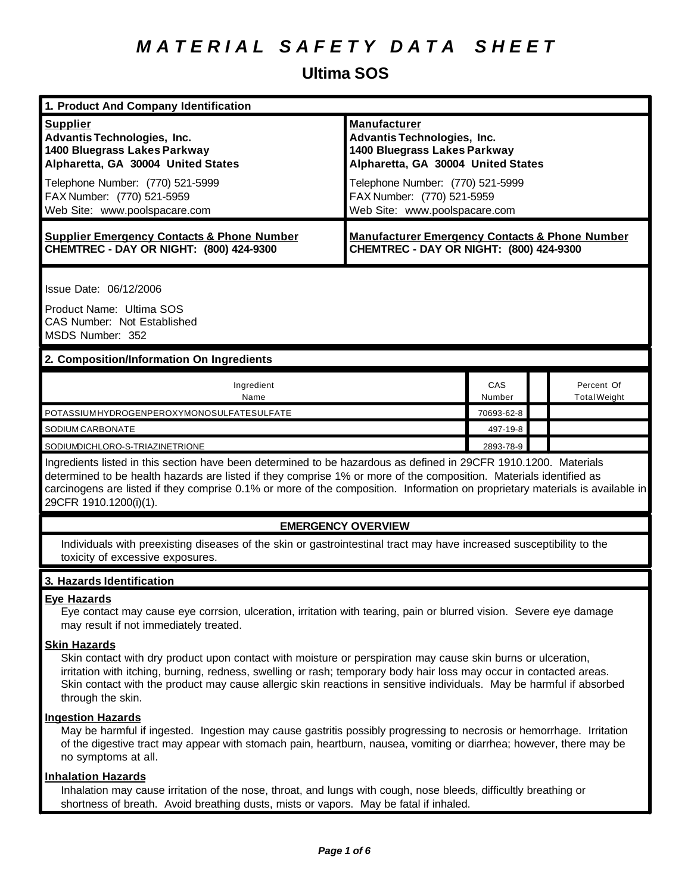# MATERIAL SAFETY DATA SHEET

## Ultima SOS

### 1. Product And Company Identification

| **Supplier** | **Manufacturer** |
|---|---|
| **Advantis Technologies, Inc.**<br>**1400 Bluegrass Lakes Parkway**<br>**Alpharetta, GA 30004 United States** | **Advantis Technologies, Inc.**<br>**1400 Bluegrass Lakes Parkway**<br>**Alpharetta, GA 30004 United States** |
| Telephone Number: (770) 521-5999<br>FAX Number: (770) 521-5959<br>Web Site: www.poolspacare.com | Telephone Number: (770) 521-5999<br>FAX Number: (770) 521-5959<br>Web Site: www.poolspacare.com |
| **Supplier Emergency Contacts & Phone Number**<br>**CHEMTREC - DAY OR NIGHT: (800) 424-9300** | **Manufacturer Emergency Contacts & Phone Number**<br>**CHEMTREC - DAY OR NIGHT: (800) 424-9300** |

Issue Date: 06/12/2006

Product Name: Ultima SOS
CAS Number: Not Established
MSDS Number: 352

### 2. Composition/Information On Ingredients

| Ingredient Name | CAS Number | | Percent Of Total Weight |
|---|---|---|---|
| POTASSIUMHYDROGENPEROXYMONOSULFATESULFATE | 70693-62-8 | | |
| SODIUM CARBONATE | 497-19-8 | | |
| SODIUMDICHLORO-S-TRIAZINETRIONE | 2893-78-9 | | |

Ingredients listed in this section have been determined to be hazardous as defined in 29CFR 1910.1200. Materials determined to be health hazards are listed if they comprise 1% or more of the composition. Materials identified as carcinogens are listed if they comprise 0.1% or more of the composition. Information on proprietary materials is available in 29CFR 1910.1200(i)(1).

**EMERGENCY OVERVIEW**

Individuals with preexisting diseases of the skin or gastrointestinal tract may have increased susceptibility to the toxicity of excessive exposures.

### 3. Hazards Identification

**Eye Hazards**

Eye contact may cause eye corrsion, ulceration, irritation with tearing, pain or blurred vision. Severe eye damage may result if not immediately treated.

**Skin Hazards**

Skin contact with dry product upon contact with moisture or perspiration may cause skin burns or ulceration, irritation with itching, burning, redness, swelling or rash; temporary body hair loss may occur in contacted areas. Skin contact with the product may cause allergic skin reactions in sensitive individuals. May be harmful if absorbed through the skin.

**Ingestion Hazards**

May be harmful if ingested. Ingestion may cause gastritis possibly progressing to necrosis or hemorrhage. Irritation of the digestive tract may appear with stomach pain, heartburn, nausea, vomiting or diarrhea; however, there may be no symptoms at all.

**Inhalation Hazards**

Inhalation may cause irritation of the nose, throat, and lungs with cough, nose bleeds, difficultly breathing or shortness of breath. Avoid breathing dusts, mists or vapors. May be fatal if inhaled.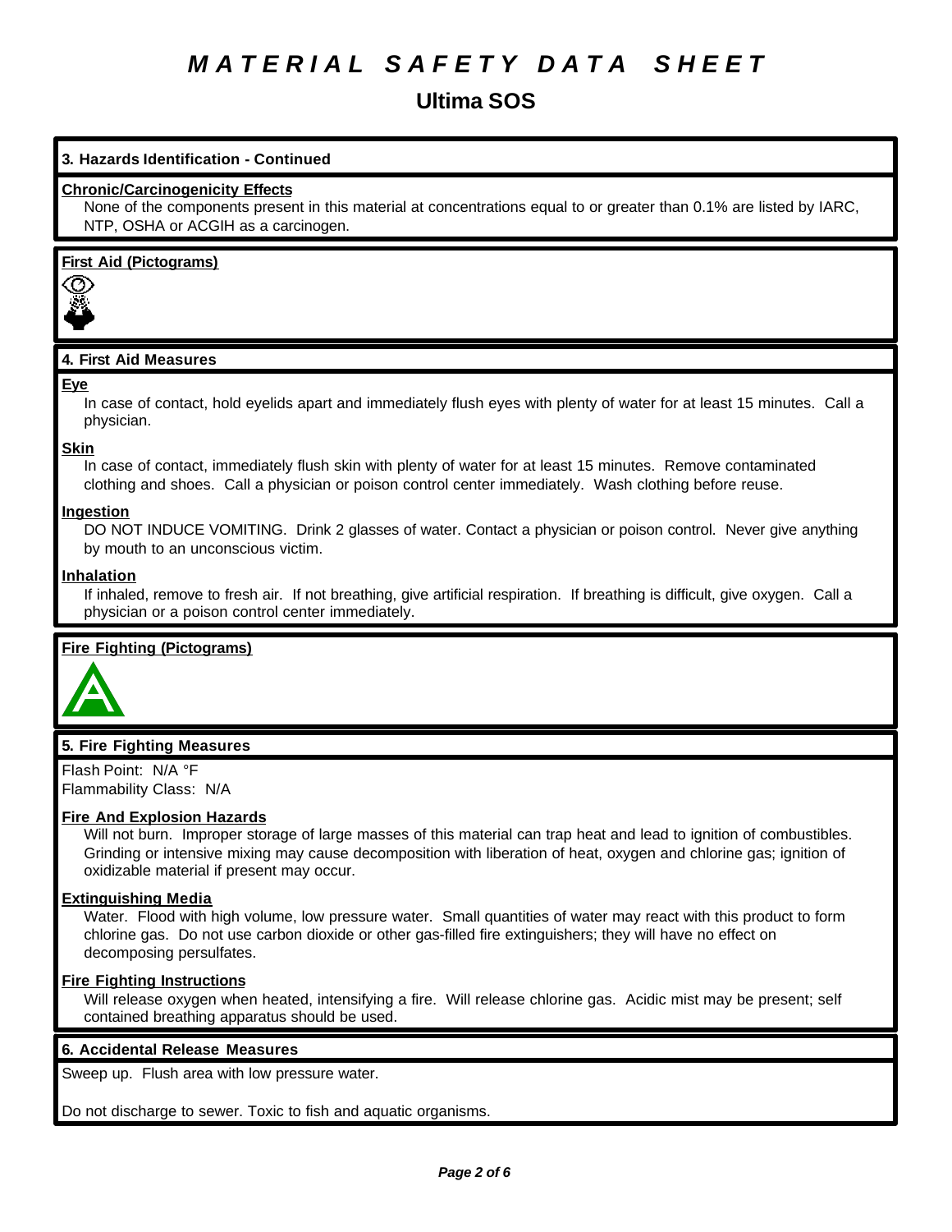# MATERIAL SAFETY DATA SHEET

## Ultima SOS

### 3. Hazards Identification - Continued

**Chronic/Carcinogenicity Effects**

None of the components present in this material at concentrations equal to or greater than 0.1% are listed by IARC, NTP, OSHA or ACGIH as a carcinogen.

**First Aid (Pictograms)**

### 4. First Aid Measures

**Eye**

In case of contact, hold eyelids apart and immediately flush eyes with plenty of water for at least 15 minutes. Call a physician.

**Skin**

In case of contact, immediately flush skin with plenty of water for at least 15 minutes. Remove contaminated clothing and shoes. Call a physician or poison control center immediately. Wash clothing before reuse.

**Ingestion**

DO NOT INDUCE VOMITING. Drink 2 glasses of water. Contact a physician or poison control. Never give anything by mouth to an unconscious victim.

**Inhalation**

If inhaled, remove to fresh air. If not breathing, give artificial respiration. If breathing is difficult, give oxygen. Call a physician or a poison control center immediately.

**Fire Fighting (Pictograms)**

### 5. Fire Fighting Measures

Flash Point: N/A °F
Flammability Class: N/A

**Fire And Explosion Hazards**

Will not burn. Improper storage of large masses of this material can trap heat and lead to ignition of combustibles. Grinding or intensive mixing may cause decomposition with liberation of heat, oxygen and chlorine gas; ignition of oxidizable material if present may occur.

**Extinguishing Media**

Water. Flood with high volume, low pressure water. Small quantities of water may react with this product to form chlorine gas. Do not use carbon dioxide or other gas-filled fire extinguishers; they will have no effect on decomposing persulfates.

**Fire Fighting Instructions**

Will release oxygen when heated, intensifying a fire. Will release chlorine gas. Acidic mist may be present; self contained breathing apparatus should be used.

### 6. Accidental Release Measures

Sweep up. Flush area with low pressure water.

Do not discharge to sewer. Toxic to fish and aquatic organisms.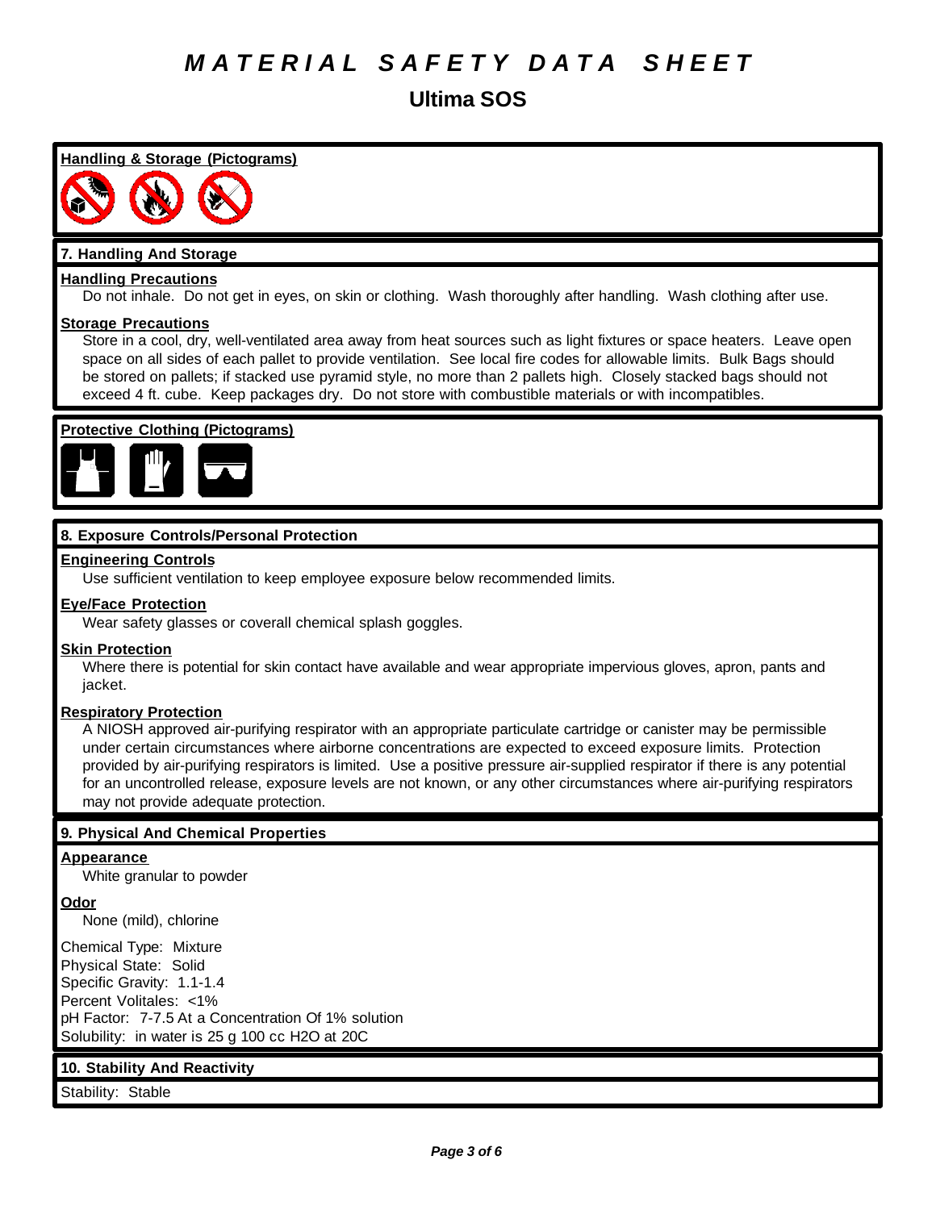# MATERIAL SAFETY DATA SHEET

## Ultima SOS

**Handling & Storage (Pictograms)**

### 7. Handling And Storage

**Handling Precautions**

Do not inhale. Do not get in eyes, on skin or clothing. Wash thoroughly after handling. Wash clothing after use.

**Storage Precautions**

Store in a cool, dry, well-ventilated area away from heat sources such as light fixtures or space heaters. Leave open space on all sides of each pallet to provide ventilation. See local fire codes for allowable limits. Bulk Bags should be stored on pallets; if stacked use pyramid style, no more than 2 pallets high. Closely stacked bags should not exceed 4 ft. cube. Keep packages dry. Do not store with combustible materials or with incompatibles.

**Protective Clothing (Pictograms)**

### 8. Exposure Controls/Personal Protection

**Engineering Controls**

Use sufficient ventilation to keep employee exposure below recommended limits.

**Eye/Face Protection**

Wear safety glasses or coverall chemical splash goggles.

**Skin Protection**

Where there is potential for skin contact have available and wear appropriate impervious gloves, apron, pants and jacket.

**Respiratory Protection**

A NIOSH approved air-purifying respirator with an appropriate particulate cartridge or canister may be permissible under certain circumstances where airborne concentrations are expected to exceed exposure limits. Protection provided by air-purifying respirators is limited. Use a positive pressure air-supplied respirator if there is any potential for an uncontrolled release, exposure levels are not known, or any other circumstances where air-purifying respirators may not provide adequate protection.

### 9. Physical And Chemical Properties

**Appearance**

White granular to powder

**Odor**

None (mild), chlorine

Chemical Type: Mixture
Physical State: Solid
Specific Gravity: 1.1-1.4
Percent Volitales: <1%
pH Factor: 7-7.5 At a Concentration Of 1% solution
Solubility: in water is 25 g 100 cc $H_2O$ at 20C

### 10. Stability And Reactivity

Stability: Stable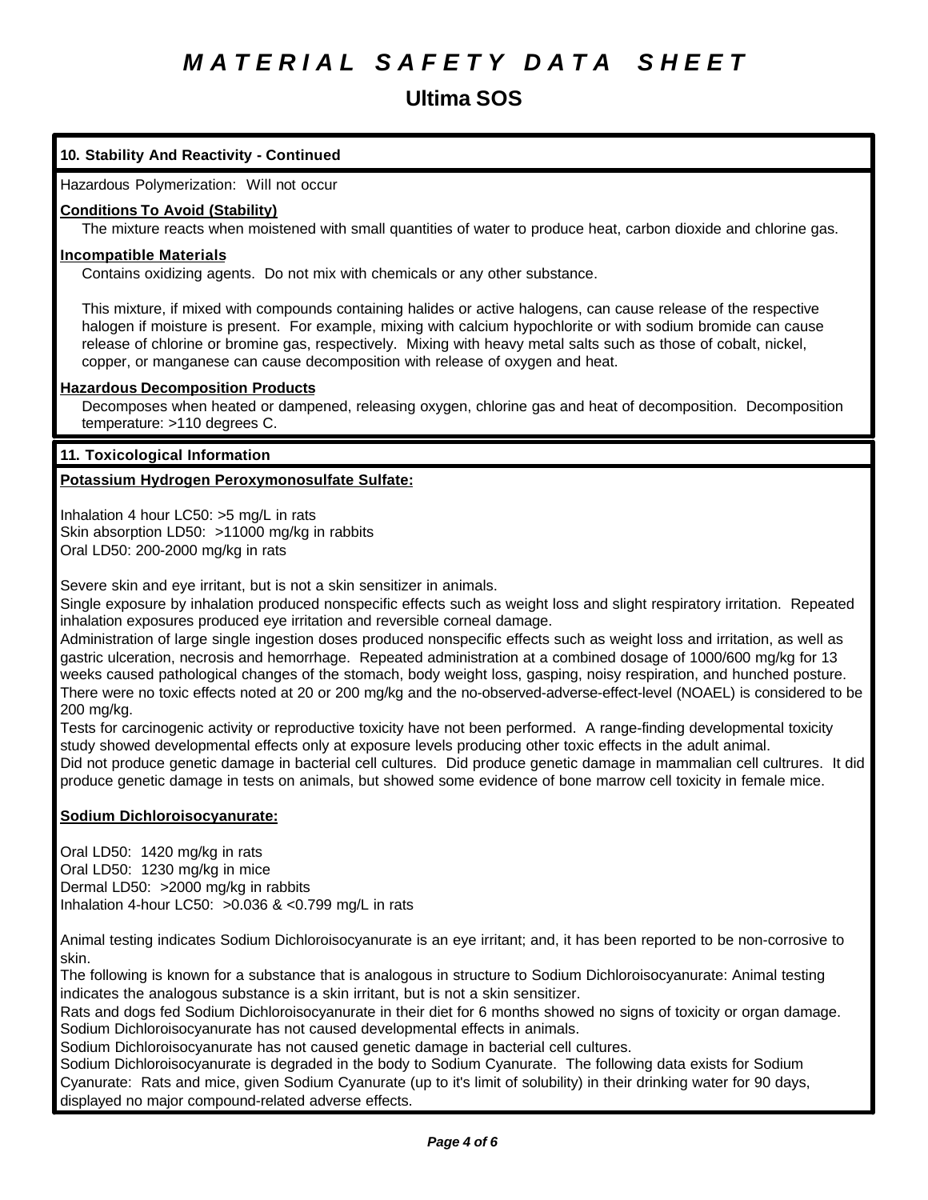## 10. Stability And Reactivity - Continued

Hazardous Polymerization: Will not occur

**Conditions To Avoid (Stability)**

The mixture reacts when moistened with small quantities of water to produce heat, carbon dioxide and chlorine gas.

**Incompatible Materials**

Contains oxidizing agents. Do not mix with chemicals or any other substance.

This mixture, if mixed with compounds containing halides or active halogens, can cause release of the respective halogen if moisture is present. For example, mixing with calcium hypochlorite or with sodium bromide can cause release of chlorine or bromine gas, respectively. Mixing with heavy metal salts such as those of cobalt, nickel, copper, or manganese can cause decomposition with release of oxygen and heat.

**Hazardous Decomposition Products**

Decomposes when heated or dampened, releasing oxygen, chlorine gas and heat of decomposition. Decomposition temperature: >110 degrees C.

## 11. Toxicological Information

**Potassium Hydrogen Peroxymonosulfate Sulfate:**

Inhalation 4 hour LC50: >5 mg/L in rats
Skin absorption LD50: >11000 mg/kg in rabbits
Oral LD50: 200-2000 mg/kg in rats

Severe skin and eye irritant, but is not a skin sensitizer in animals.
Single exposure by inhalation produced nonspecific effects such as weight loss and slight respiratory irritation. Repeated inhalation exposures produced eye irritation and reversible corneal damage.
Administration of large single ingestion doses produced nonspecific effects such as weight loss and irritation, as well as gastric ulceration, necrosis and hemorrhage. Repeated administration at a combined dosage of 1000/600 mg/kg for 13 weeks caused pathological changes of the stomach, body weight loss, gasping, noisy respiration, and hunched posture. There were no toxic effects noted at 20 or 200 mg/kg and the no-observed-adverse-effect-level (NOAEL) is considered to be 200 mg/kg.
Tests for carcinogenic activity or reproductive toxicity have not been performed. A range-finding developmental toxicity study showed developmental effects only at exposure levels producing other toxic effects in the adult animal.
Did not produce genetic damage in bacterial cell cultures. Did produce genetic damage in mammalian cell cultrures. It did produce genetic damage in tests on animals, but showed some evidence of bone marrow cell toxicity in female mice.

**Sodium Dichloroisocyanurate:**

Oral LD50: 1420 mg/kg in rats
Oral LD50: 1230 mg/kg in mice
Dermal LD50: >2000 mg/kg in rabbits
Inhalation 4-hour LC50: >0.036 & <0.799 mg/L in rats

Animal testing indicates Sodium Dichloroisocyanurate is an eye irritant; and, it has been reported to be non-corrosive to skin.
The following is known for a substance that is analogous in structure to Sodium Dichloroisocyanurate: Animal testing indicates the analogous substance is a skin irritant, but is not a skin sensitizer.
Rats and dogs fed Sodium Dichloroisocyanurate in their diet for 6 months showed no signs of toxicity or organ damage.
Sodium Dichloroisocyanurate has not caused developmental effects in animals.
Sodium Dichloroisocyanurate has not caused genetic damage in bacterial cell cultures.
Sodium Dichloroisocyanurate is degraded in the body to Sodium Cyanurate. The following data exists for Sodium Cyanurate: Rats and mice, given Sodium Cyanurate (up to it's limit of solubility) in their drinking water for 90 days, displayed no major compound-related adverse effects.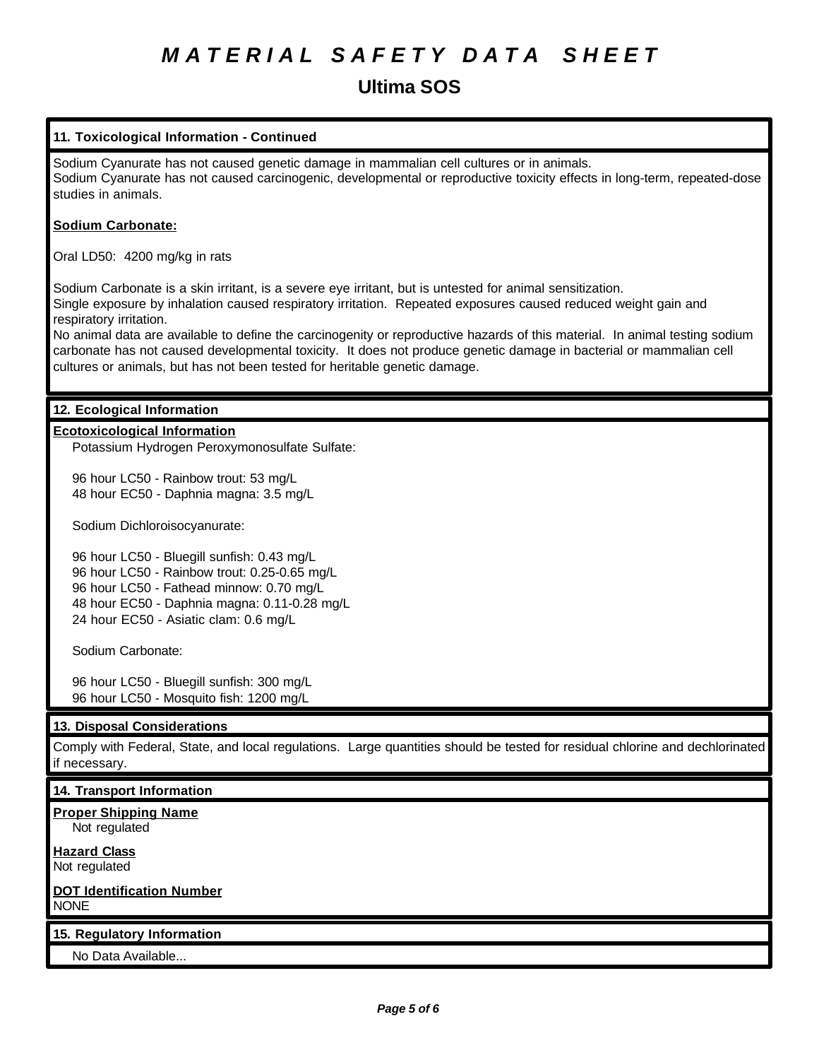# MATERIAL SAFETY DATA SHEET

## Ultima SOS

### 11. Toxicological Information - Continued

Sodium Cyanurate has not caused genetic damage in mammalian cell cultures or in animals.
Sodium Cyanurate has not caused carcinogenic, developmental or reproductive toxicity effects in long-term, repeated-dose studies in animals.

**Sodium Carbonate:**

Oral LD50: 4200 mg/kg in rats

Sodium Carbonate is a skin irritant, is a severe eye irritant, but is untested for animal sensitization.
Single exposure by inhalation caused respiratory irritation. Repeated exposures caused reduced weight gain and respiratory irritation.
No animal data are available to define the carcinogenity or reproductive hazards of this material. In animal testing sodium carbonate has not caused developmental toxicity. It does not produce genetic damage in bacterial or mammalian cell cultures or animals, but has not been tested for heritable genetic damage.

### 12. Ecological Information

**Ecotoxicological Information**

Potassium Hydrogen Peroxymonosulfate Sulfate:

96 hour LC50 - Rainbow trout: 53 mg/L
48 hour EC50 - Daphnia magna: 3.5 mg/L

Sodium Dichloroisocyanurate:

96 hour LC50 - Bluegill sunfish: 0.43 mg/L
96 hour LC50 - Rainbow trout: 0.25-0.65 mg/L
96 hour LC50 - Fathead minnow: 0.70 mg/L
48 hour EC50 - Daphnia magna: 0.11-0.28 mg/L
24 hour EC50 - Asiatic clam: 0.6 mg/L

Sodium Carbonate:

96 hour LC50 - Bluegill sunfish: 300 mg/L
96 hour LC50 - Mosquito fish: 1200 mg/L

### 13. Disposal Considerations

Comply with Federal, State, and local regulations. Large quantities should be tested for residual chlorine and dechlorinated if necessary.

### 14. Transport Information

**Proper Shipping Name**
Not regulated

**Hazard Class**
Not regulated

**DOT Identification Number**
NONE

### 15. Regulatory Information

No Data Available...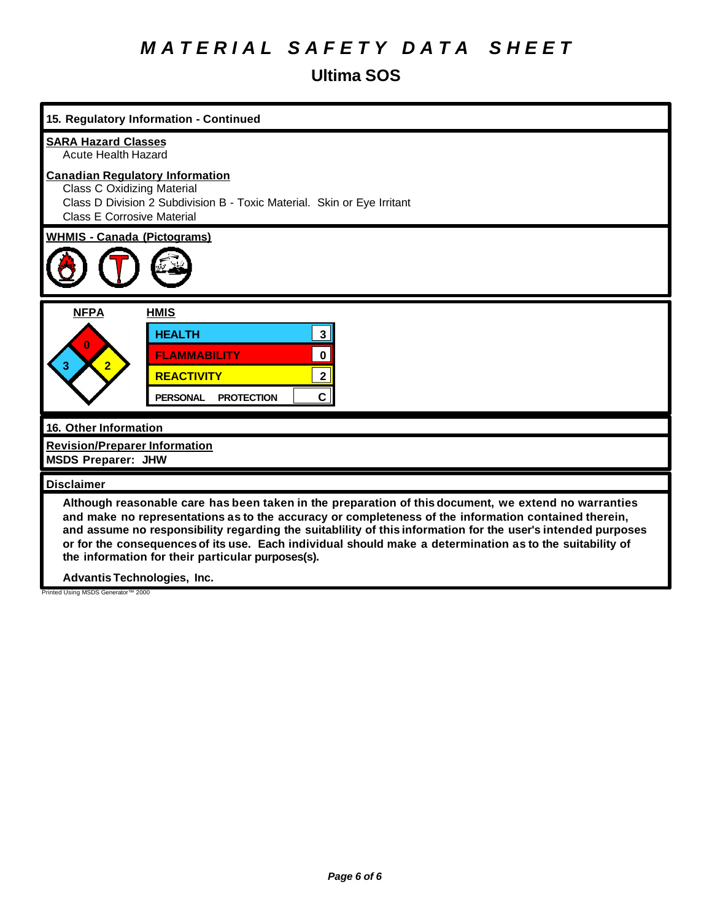# MATERIAL SAFETY DATA SHEET

## Ultima SOS

### 15. Regulatory Information - Continued

**SARA Hazard Classes**

Acute Health Hazard

**Canadian Regulatory Information**

Class C Oxidizing Material

Class D Division 2 Subdivision B - Toxic Material. Skin or Eye Irritant

Class E Corrosive Material

**WHMIS - Canada (Pictograms)**

**NFPA**

0

3 2

**HMIS**

| | |
|---|---|
| HEALTH | 3 |
| FLAMMABILITY | 0 |
| REACTIVITY | 2 |
| PERSONAL PROTECTION | C |

### 16. Other Information

**Revision/Preparer Information**

**MSDS Preparer: JHW**

### Disclaimer

**Although reasonable care has been taken in the preparation of this document, we extend no warranties and make no representations as to the accuracy or completeness of the information contained therein, and assume no responsibility regarding the suitablility of this information for the user's intended purposes or for the consequences of its use. Each individual should make a determination as to the suitability of the information for their particular purposes(s).**

**Advantis Technologies, Inc.**

Printed Using MSDS Generator™ 2000